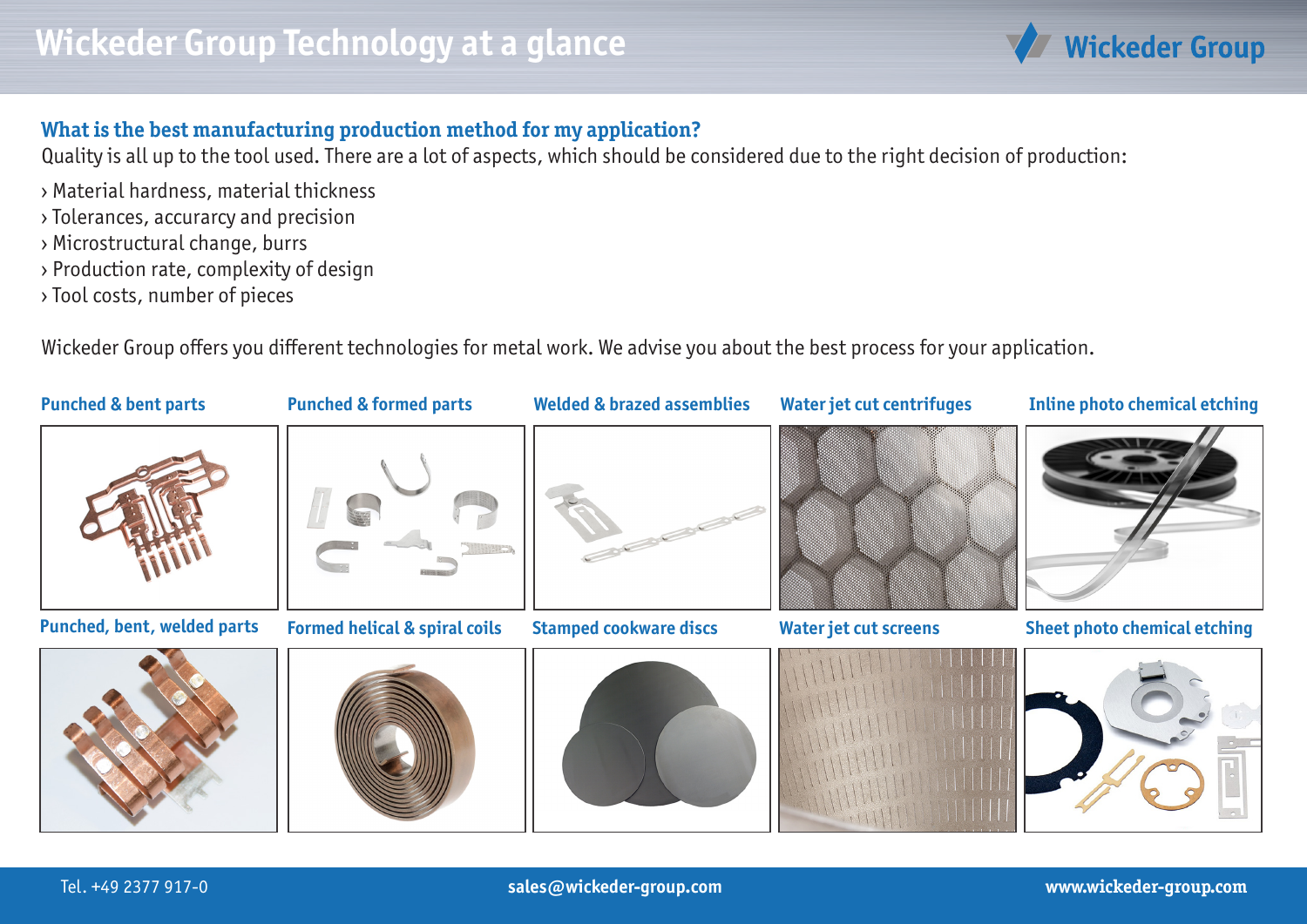# Wickeder Group Technology at a glance

Wickeder Group

## What is the best manufacturing production method for my application?

Quality is all up to the tool used. There are a lot of aspects, which should be considered due to the right decision of production:

› Material hardness, material thickness
› Tolerances, accurarcy and precision
› Microstructural change, burrs
› Production rate, complexity of design
› Tool costs, number of pieces

Wickeder Group offers you different technologies for metal work. We advise you about the best process for your application.

**Punched & bent parts**

**Punched & formed parts**

**Welded & brazed assemblies**

**Water jet cut centrifuges**

**Inline photo chemical etching**

**Punched, bent, welded parts**

**Formed helical & spiral coils**

**Stamped cookware discs**

**Water jet cut screens**

**Sheet photo chemical etching**

Tel. +49 2377 917-0 | sales@wickeder-group.com | www.wickeder-group.com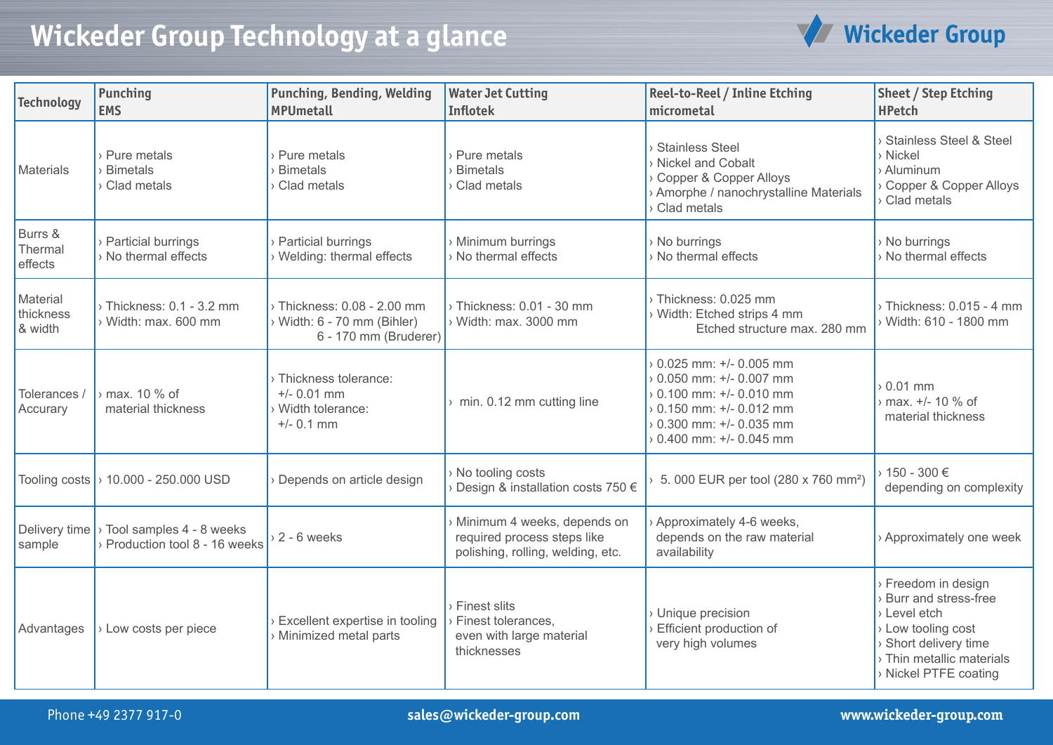# Wickeder Group Technology at a glance

Wickeder Group

| Technology | Punching EMS | Punching, Bending, Welding MPUmetall | Water Jet Cutting Inflotek | Reel-to-Reel / Inline Etching micrometal | Sheet / Step Etching HPetch |
|---|---|---|---|---|---|
| Materials | › Pure metals<br>› Bimetals<br>› Clad metals | › Pure metals<br>› Bimetals<br>› Clad metals | › Pure metals<br>› Bimetals<br>› Clad metals | › Stainless Steel<br>› Nickel and Cobalt<br>› Copper & Copper Alloys<br>› Amorphe / nanochrystalline Materials<br>› Clad metals | › Stainless Steel & Steel<br>› Nickel<br>› Aluminum<br>› Copper & Copper Alloys<br>› Clad metals |
| Burrs & Thermal effects | › Particial burrings<br>› No thermal effects | › Particial burrings<br>› Welding: thermal effects | › Minimum burrings<br>› No thermal effects | › No burrings<br>› No thermal effects | › No burrings<br>› No thermal effects |
| Material thickness & width | › Thickness: 0.1 - 3.2 mm<br>› Width: max. 600 mm | › Thickness: 0.08 - 2.00 mm<br>› Width: 6 - 70 mm (Bihler)<br>6 - 170 mm (Bruderer) | › Thickness: 0.01 - 30 mm<br>› Width: max. 3000 mm | › Thickness: 0.025 mm<br>› Width: Etched strips 4 mm<br>Etched structure max. 280 mm | › Thickness: 0.015 - 4 mm<br>› Width: 610 - 1800 mm |
| Tolerances / Accurary | › max. 10 % of material thickness | › Thickness tolerance: +/- 0.01 mm<br>› Width tolerance: +/- 0.1 mm | › min. 0.12 mm cutting line | › 0.025 mm: +/- 0.005 mm<br>› 0.050 mm: +/- 0.007 mm<br>› 0.100 mm: +/- 0.010 mm<br>› 0.150 mm: +/- 0.012 mm<br>› 0.300 mm: +/- 0.035 mm<br>› 0.400 mm: +/- 0.045 mm | › 0.01 mm<br>› max. +/- 10 % of material thickness |
| Tooling costs | › 10.000 - 250.000 USD | › Depends on article design | › No tooling costs<br>› Design & installation costs 750 € | › 5. 000 EUR per tool (280 x 760 mm²) | › 150 - 300 € depending on complexity |
| Delivery time sample | › Tool samples 4 - 8 weeks<br>› Production tool 8 - 16 weeks | › 2 - 6 weeks | › Minimum 4 weeks, depends on required process steps like polishing, rolling, welding, etc. | › Approximately 4-6 weeks, depends on the raw material availability | › Approximately one week |
| Advantages | › Low costs per piece | › Excellent expertise in tooling<br>› Minimized metal parts | › Finest slits<br>› Finest tolerances, even with large material thicknesses | › Unique precision<br>› Efficient production of very high volumes | › Freedom in design<br>› Burr and stress-free<br>› Level etch<br>› Low tooling cost<br>› Short delivery time<br>› Thin metallic materials<br>› Nickel PTFE coating |

Phone +49 2377 917-0 sales@wickeder-group.com www.wickeder-group.com